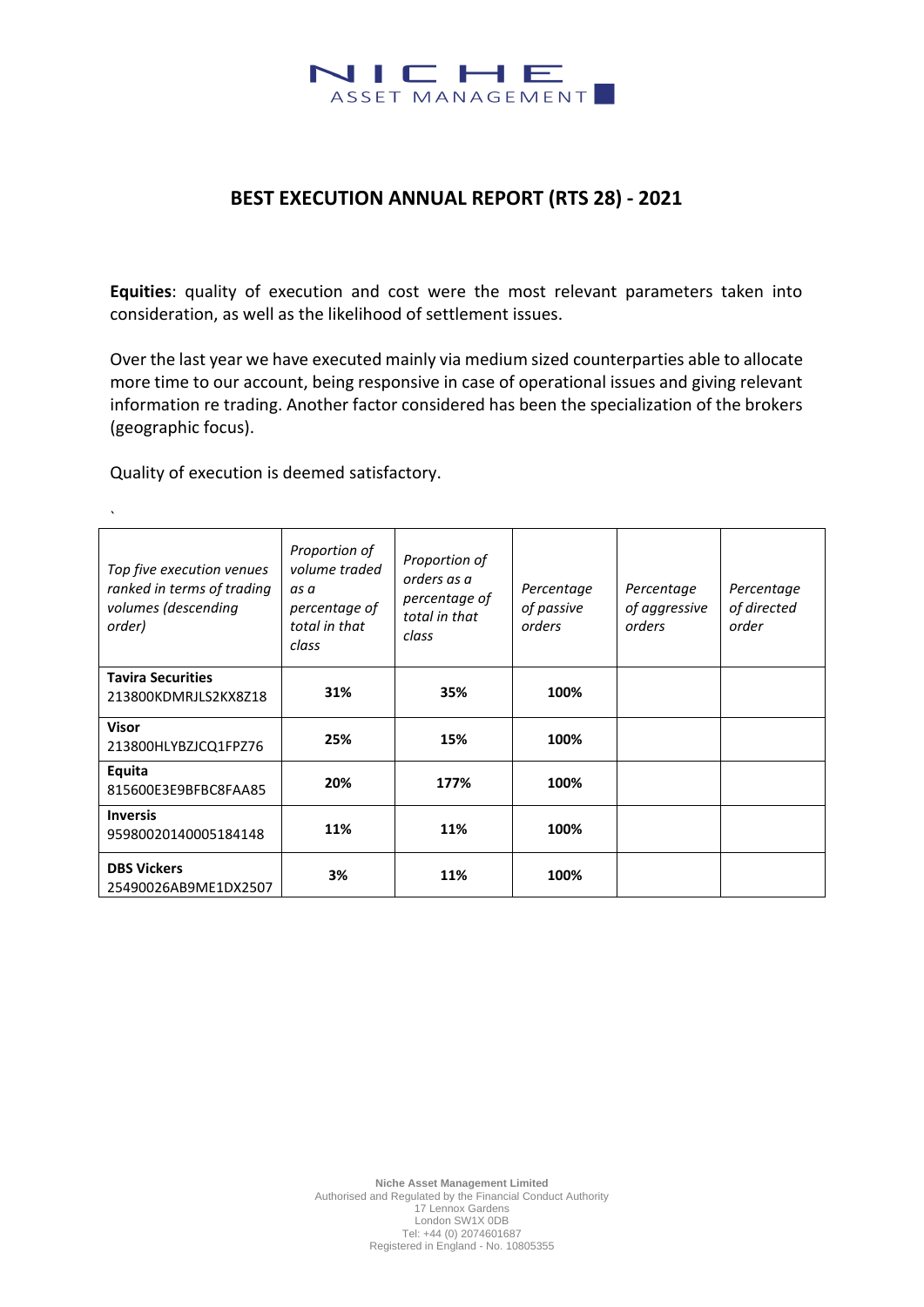# BEST EXECUTION ANNUAL REPORT (RTS 28) - 2021

**Equities**: quality of execution and cost were the most relevant parameters taken into consideration, as well as the likelihood of settlement issues.

Over the last year we have executed mainly via medium sized counterparties able to allocate more time to our account, being responsive in case of operational issues and giving relevant information re trading. Another factor considered has been the specialization of the brokers (geographic focus).

Quality of execution is deemed satisfactory.

`

| *Top five execution venues ranked in terms of trading volumes (descending order)* | *Proportion of volume traded as a percentage of total in that class* | *Proportion of orders as a percentage of total in that class* | *Percentage of passive orders* | *Percentage of aggressive orders* | *Percentage of directed order* |
|---|---|---|---|---|---|
| **Tavira Securities** 213800KDMRJLS2KX8Z18 | **31%** | **35%** | **100%** | | |
| **Visor** 213800HLYBZJCQ1FPZ76 | **25%** | **15%** | **100%** | | |
| **Equita** 815600E3E9BFBC8FAA85 | **20%** | **177%** | **100%** | | |
| **Inversis** 95980020140005184148 | **11%** | **11%** | **100%** | | |
| **DBS Vickers** 25490026AB9ME1DX2507 | **3%** | **11%** | **100%** | | |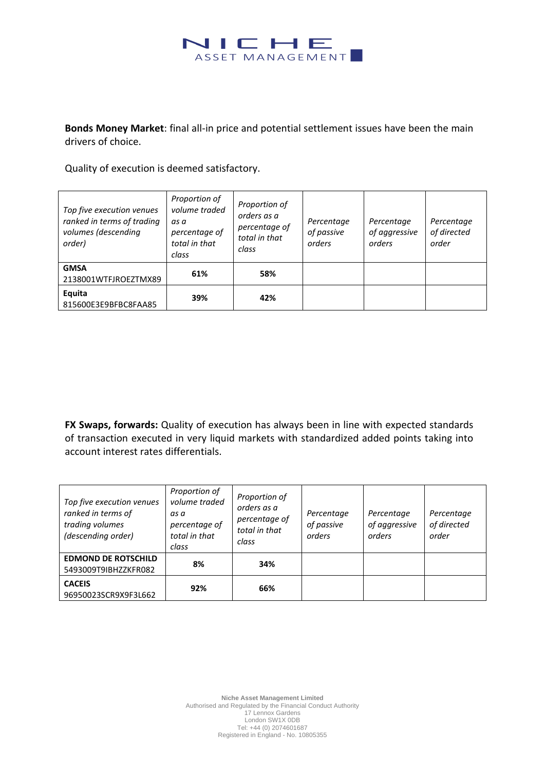**Bonds Money Market**: final all-in price and potential settlement issues have been the main drivers of choice.

Quality of execution is deemed satisfactory.

| *Top five execution venues ranked in terms of trading volumes (descending order)* | *Proportion of volume traded as a percentage of total in that class* | *Proportion of orders as a percentage of total in that class* | *Percentage of passive orders* | *Percentage of aggressive orders* | *Percentage of directed order* |
|---|---|---|---|---|---|
| **GMSA** 2138001WTFJROEZTMX89 | **61%** | **58%** | | | |
| **Equita** 815600E3E9BFBC8FAA85 | **39%** | **42%** | | | |

**FX Swaps, forwards:** Quality of execution has always been in line with expected standards of transaction executed in very liquid markets with standardized added points taking into account interest rates differentials.

| *Top five execution venues ranked in terms of trading volumes (descending order)* | *Proportion of volume traded as a percentage of total in that class* | *Proportion of orders as a percentage of total in that class* | *Percentage of passive orders* | *Percentage of aggressive orders* | *Percentage of directed order* |
|---|---|---|---|---|---|
| **EDMOND DE ROTSCHILD** 5493009T9IBHZZKFR082 | **8%** | **34%** | | | |
| **CACEIS** 96950023SCR9X9F3L662 | **92%** | **66%** | | | |